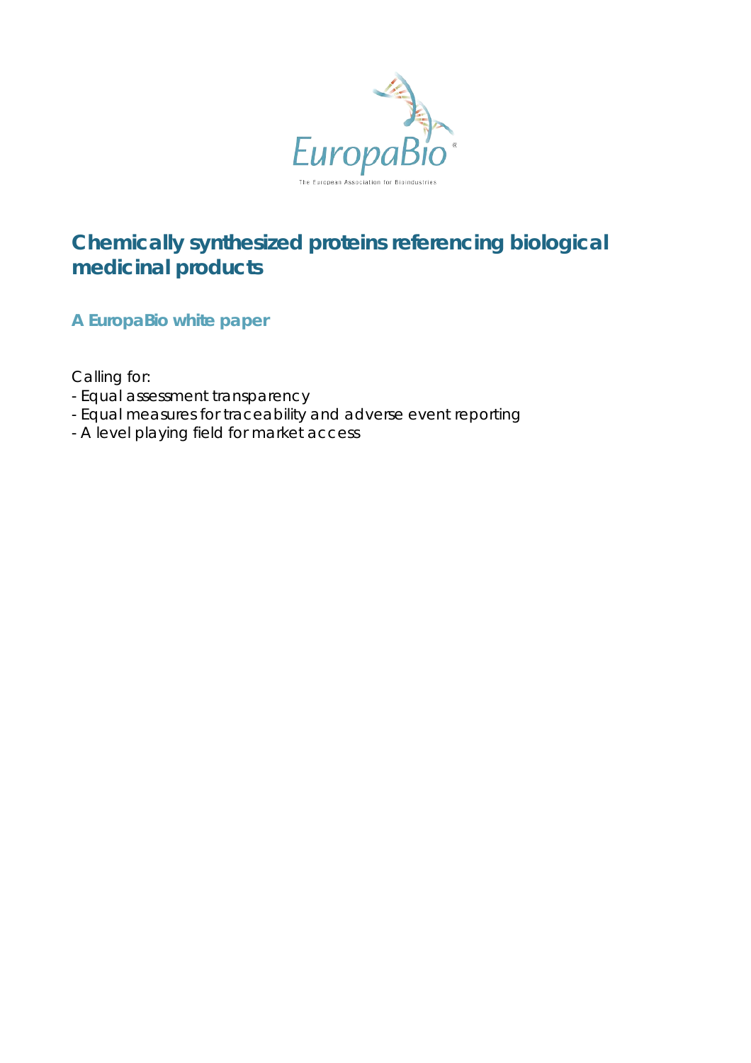# Chemically synthesized proteins referencing biological medicinal products

## A EuropaBio white paper

Calling for:

- Equal assessment transparency
- Equal measures for traceability and adverse event reporting
- A level playing field for market access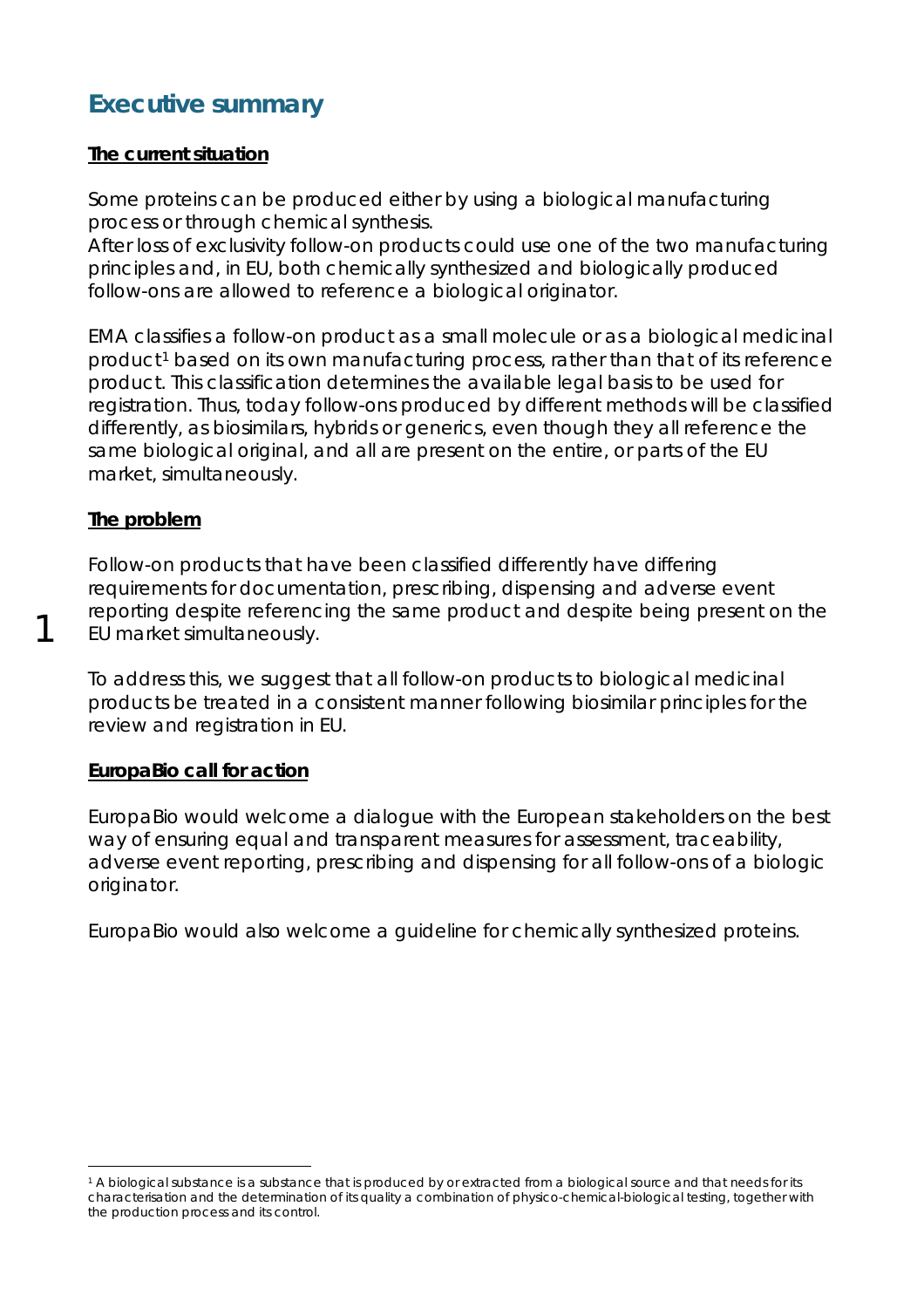## Executive summary

**The current situation**

Some proteins can be produced either by using a biological manufacturing process or through chemical synthesis.
After loss of exclusivity follow-on products could use one of the two manufacturing principles and, in EU, both chemically synthesized and biologically produced follow-ons are allowed to reference a biological originator.

EMA classifies a follow-on product as a small molecule or as a biological medicinal product[1] based on its own manufacturing process, rather than that of its reference product. This classification determines the available legal basis to be used for registration. Thus, today follow-ons produced by different methods will be classified differently, as biosimilars, hybrids or generics, even though they all reference the same biological original, and all are present on the entire, or parts of the EU market, simultaneously.

**The problem**

Follow-on products that have been classified differently have differing requirements for documentation, prescribing, dispensing and adverse event reporting despite referencing the same product and despite being present on the EU market simultaneously.

To address this, we suggest that all follow-on products to biological medicinal products be treated in a consistent manner following biosimilar principles for the review and registration in EU.

**EuropaBio call for action**

EuropaBio would welcome a dialogue with the European stakeholders on the best way of ensuring equal and transparent measures for assessment, traceability, adverse event reporting, prescribing and dispensing for all follow-ons of a biologic originator.

EuropaBio would also welcome a guideline for chemically synthesized proteins.

[1] A biological substance is a substance that is produced by or extracted from a biological source and that needs for its characterisation and the determination of its quality a combination of physico-chemical-biological testing, together with the production process and its control.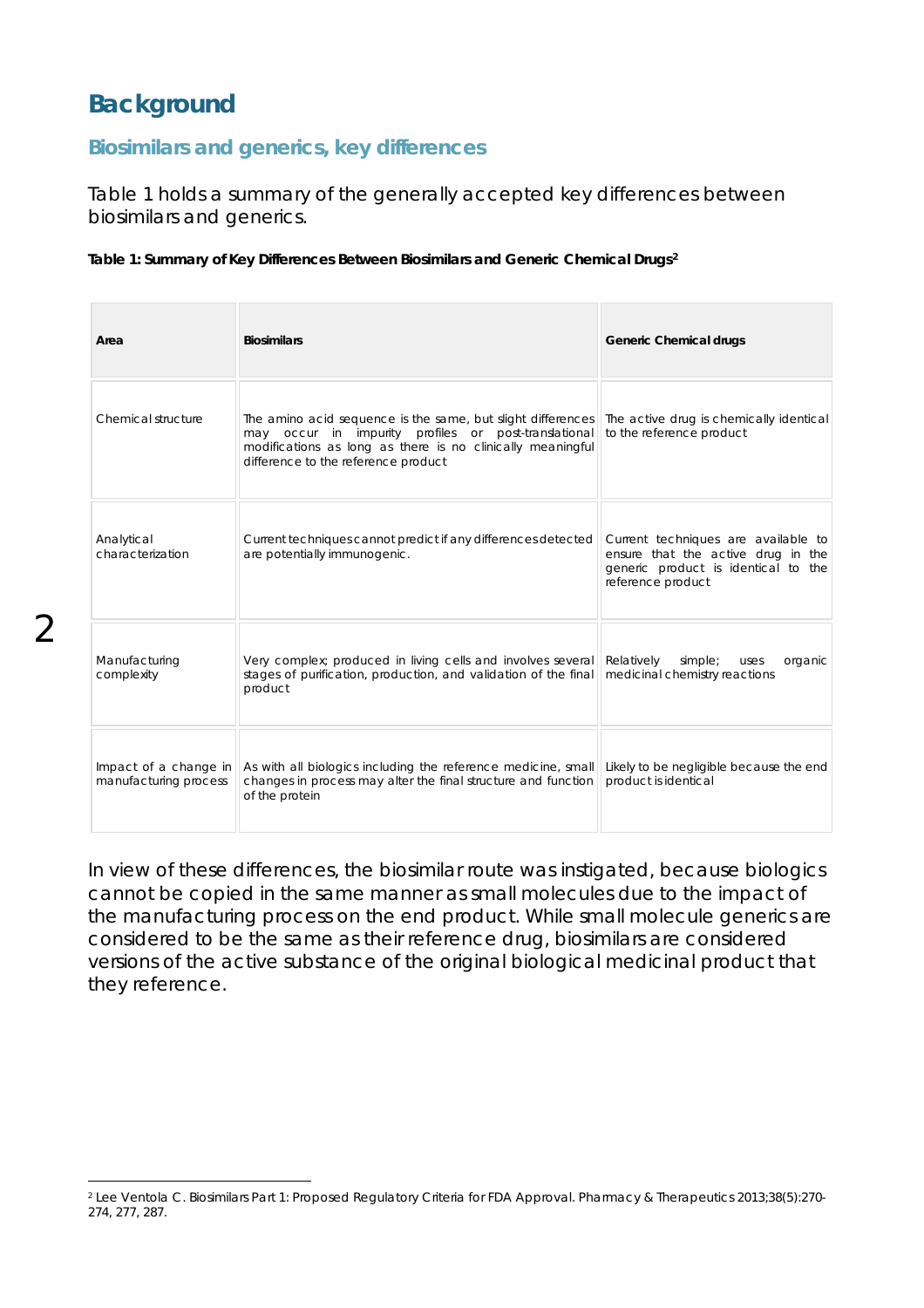# Background

## Biosimilars and generics, key differences

Table 1 holds a summary of the generally accepted key differences between biosimilars and generics.

**Table 1: Summary of Key Differences Between Biosimilars and Generic Chemical Drugs[2]**

| Area | Biosimilars | Generic Chemical drugs |
|---|---|---|
| Chemical structure | The amino acid sequence is the same, but slight differences may occur in impurity profiles or post-translational modifications as long as there is no clinically meaningful difference to the reference product | The active drug is chemically identical to the reference product |
| Analytical characterization | Current techniques cannot predict if any differences detected are potentially immunogenic. | Current techniques are available to ensure that the active drug in the generic product is identical to the reference product |
| Manufacturing complexity | Very complex; produced in living cells and involves several stages of purification, production, and validation of the final product | Relatively simple; uses organic medicinal chemistry reactions |
| Impact of a change in manufacturing process | As with all biologics including the reference medicine, small changes in process may alter the final structure and function of the protein | Likely to be negligible because the end product is identical |

In view of these differences, the biosimilar route was instigated, because biologics cannot be copied in the same manner as small molecules due to the impact of the manufacturing process on the end product. While small molecule generics are considered to be the same as their reference drug, biosimilars are considered versions of the active substance of the original biological medicinal product that they reference.

[2] Lee Ventola C. Biosimilars Part 1: Proposed Regulatory Criteria for FDA Approval. Pharmacy & Therapeutics 2013;38(5):270-274, 277, 287.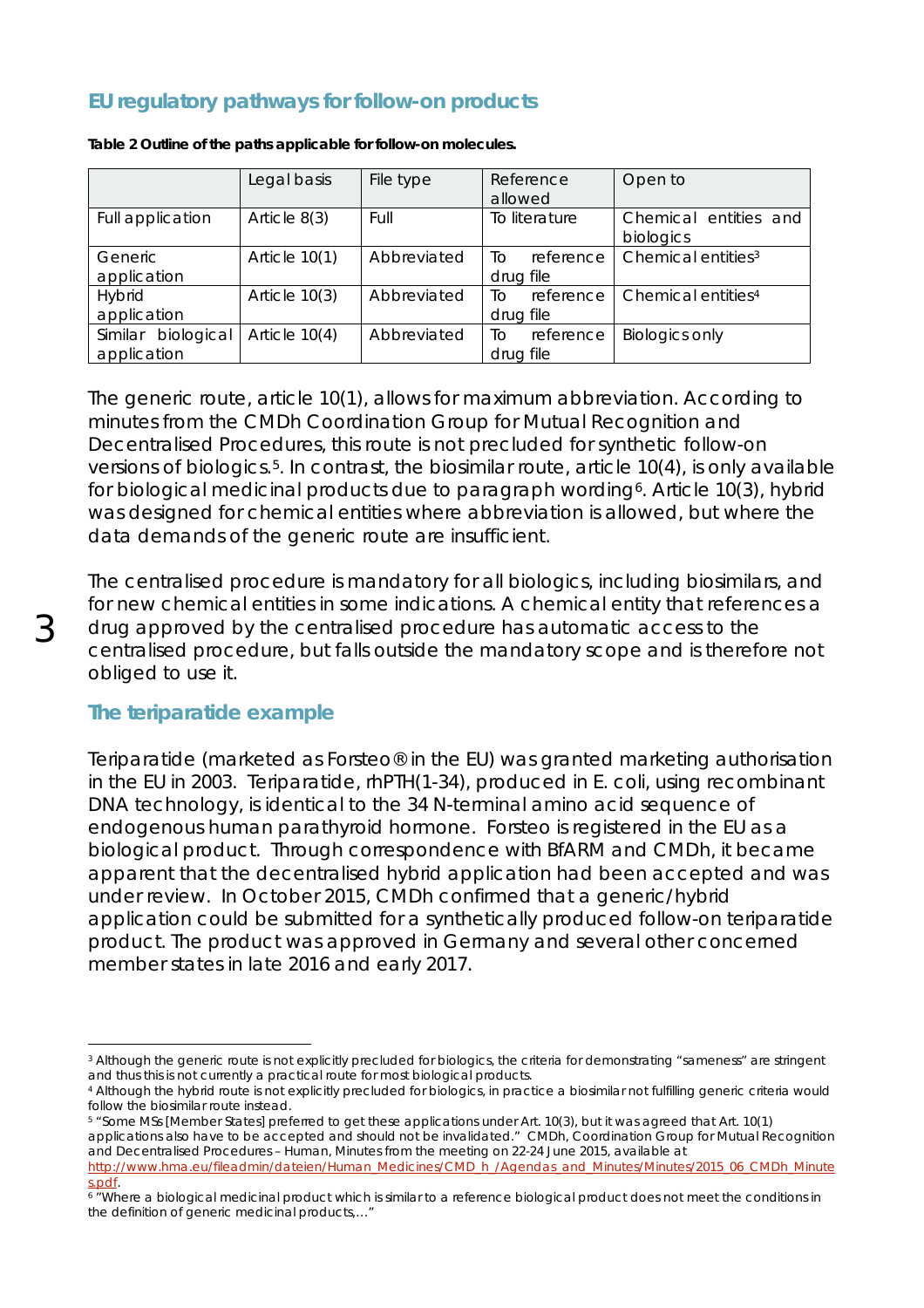## EU regulatory pathways for follow-on products

**Table 2 Outline of the paths applicable for follow-on molecules.**

| | Legal basis | File type | Reference allowed | Open to |
|---|---|---|---|---|
| Full application | Article 8(3) | Full | To literature | Chemical entities and biologics |
| Generic application | Article 10(1) | Abbreviated | To reference drug file | Chemical entities[3] |
| Hybrid application | Article 10(3) | Abbreviated | To reference drug file | Chemical entities[4] |
| Similar biological application | Article 10(4) | Abbreviated | To reference drug file | Biologics only |

The generic route, article 10(1), allows for maximum abbreviation. According to minutes from the CMDh Coordination Group for Mutual Recognition and Decentralised Procedures, this route is not precluded for synthetic follow-on versions of biologics.[5]. In contrast, the biosimilar route, article 10(4), is only available for biological medicinal products due to paragraph wording[6]. Article 10(3), hybrid was designed for chemical entities where abbreviation is allowed, but where the data demands of the generic route are insufficient.

The centralised procedure is mandatory for all biologics, including biosimilars, and for new chemical entities in some indications. A chemical entity that references a drug approved by the centralised procedure has automatic access to the centralised procedure, but falls outside the mandatory scope and is therefore not obliged to use it.

## The teriparatide example

Teriparatide (marketed as Forsteo® in the EU) was granted marketing authorisation in the EU in 2003. Teriparatide, rhPTH(1-34), produced in E. coli, using recombinant DNA technology, is identical to the 34 N-terminal amino acid sequence of endogenous human parathyroid hormone. Forsteo is registered in the EU as a biological product. Through correspondence with BfARM and CMDh, it became apparent that the decentralised hybrid application had been accepted and was under review. In October 2015, CMDh confirmed that a generic/hybrid application could be submitted for a synthetically produced follow-on teriparatide product. The product was approved in Germany and several other concerned member states in late 2016 and early 2017.

---

[3] Although the generic route is not explicitly precluded for biologics, the criteria for demonstrating "sameness" are stringent and thus this is not currently a practical route for most biological products.

[4] Although the hybrid route is not explicitly precluded for biologics, in practice a biosimilar not fulfilling generic criteria would follow the biosimilar route instead.

[5] "Some MSs [Member States] preferred to get these applications under Art. 10(3), but it was agreed that Art. 10(1) applications also have to be accepted and should not be invalidated." CMDh, Coordination Group for Mutual Recognition and Decentralised Procedures – Human, Minutes from the meeting on 22-24 June 2015, available at http://www.hma.eu/fileadmin/dateien/Human_Medicines/CMD_h_/Agendas_and_Minutes/Minutes/2015_06_CMDh_Minutes.pdf.

[6] "Where a biological medicinal product which is similar to a reference biological product does not meet the conditions in the definition of generic medicinal products,…"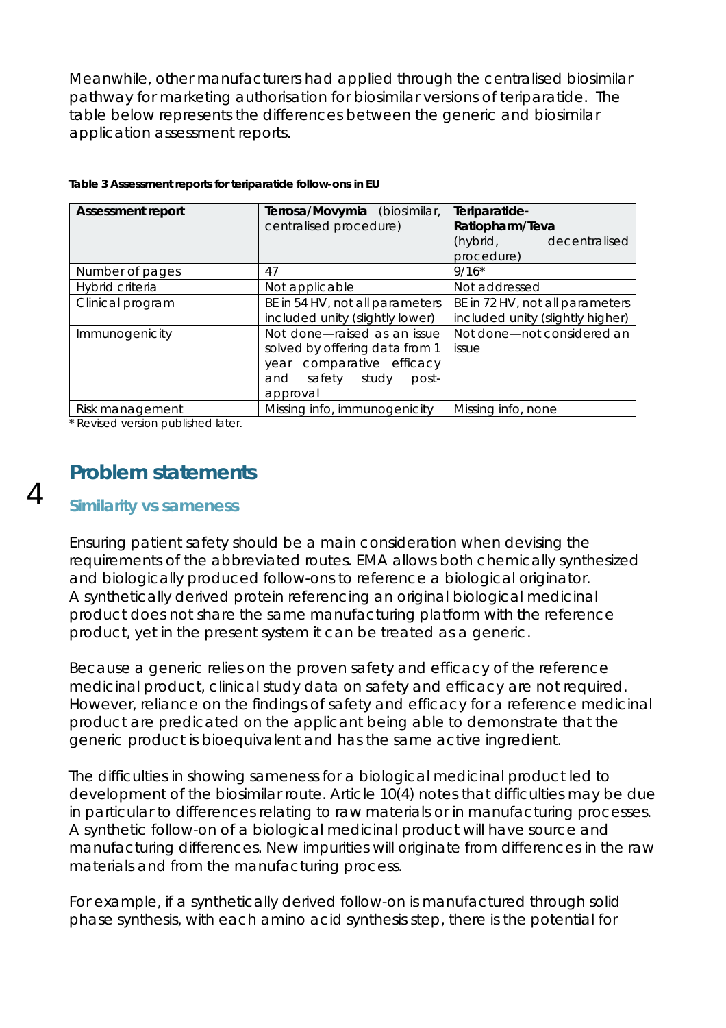Meanwhile, other manufacturers had applied through the centralised biosimilar pathway for marketing authorisation for biosimilar versions of teriparatide. The table below represents the differences between the generic and biosimilar application assessment reports.

**Table 3 Assessment reports for teriparatide follow-ons in EU**

| **Assessment report** | **Terrosa/Movymia** (biosimilar, centralised procedure) | **Teriparatide-Ratiopharm/Teva** (hybrid, decentralised procedure) |
|---|---|---|
| Number of pages | 47 | 9/16* |
| Hybrid criteria | Not applicable | Not addressed |
| Clinical program | BE in 54 HV, not all parameters included unity (slightly lower) | BE in 72 HV, not all parameters included unity (slightly higher) |
| Immunogenicity | Not done—raised as an issue solved by offering data from 1 year comparative efficacy and safety study post-approval | Not done—not considered an issue |
| Risk management | Missing info, immunogenicity | Missing info, none |

\* Revised version published later.

## Problem statements

### Similarity vs sameness

Ensuring patient safety should be a main consideration when devising the requirements of the abbreviated routes. EMA allows both chemically synthesized and biologically produced follow-ons to reference a biological originator. A synthetically derived protein referencing an original biological medicinal product does not share the same manufacturing platform with the reference product, yet in the present system it can be treated as a generic.

Because a generic relies on the proven safety and efficacy of the reference medicinal product, clinical study data on safety and efficacy are not required. However, reliance on the findings of safety and efficacy for a reference medicinal product are predicated on the applicant being able to demonstrate that the generic product is bioequivalent and has the same active ingredient.

The difficulties in showing sameness for a biological medicinal product led to development of the biosimilar route. Article 10(4) notes that difficulties may be due in particular to differences relating to raw materials or in manufacturing processes. A synthetic follow-on of a biological medicinal product will have source and manufacturing differences. New impurities will originate from differences in the raw materials and from the manufacturing process.

For example, if a synthetically derived follow-on is manufactured through solid phase synthesis, with each amino acid synthesis step, there is the potential for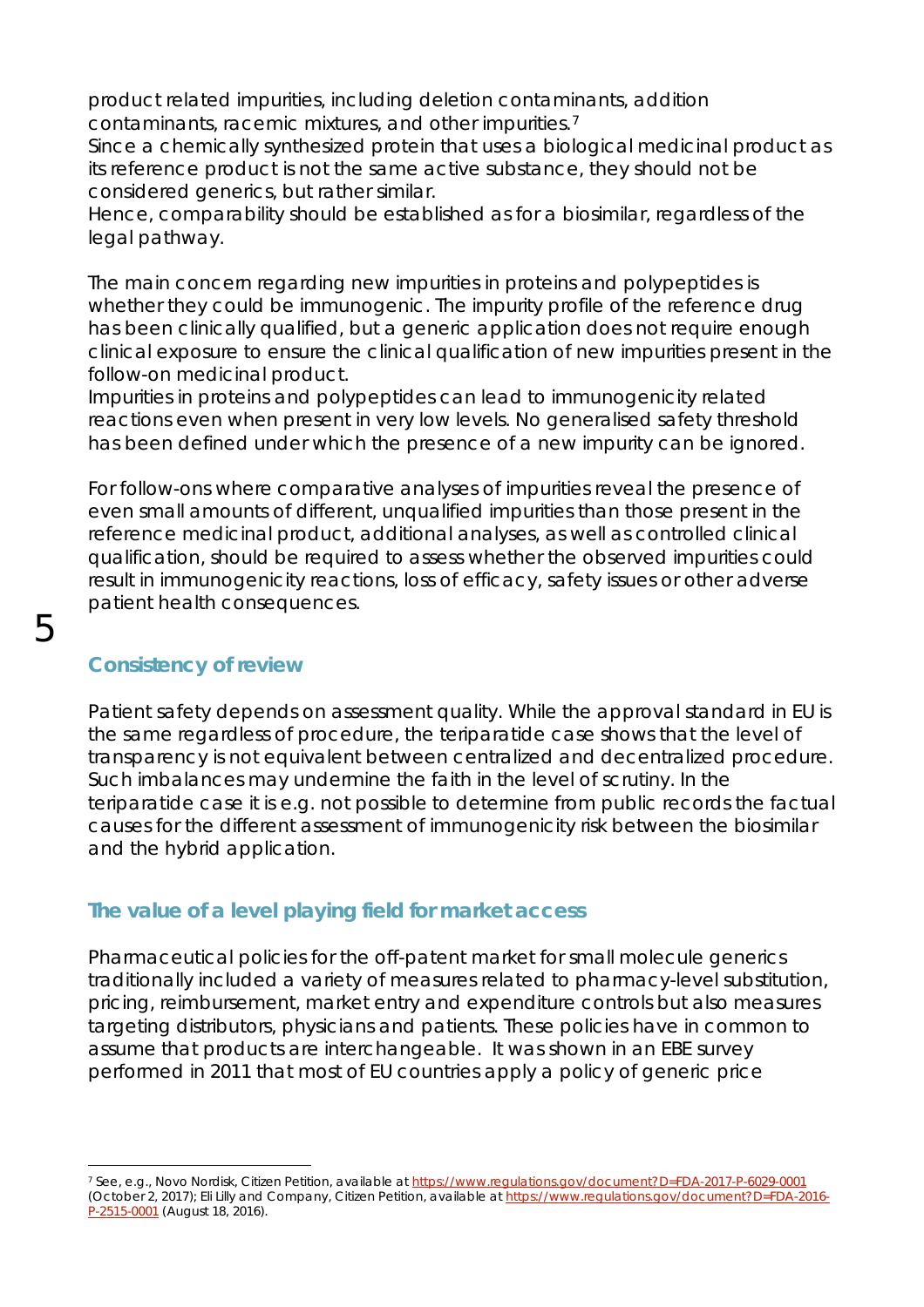product related impurities, including deletion contaminants, addition contaminants, racemic mixtures, and other impurities.[7]
Since a chemically synthesized protein that uses a biological medicinal product as its reference product is not the same active substance, they should not be considered generics, but rather similar.
Hence, comparability should be established as for a biosimilar, regardless of the legal pathway.

The main concern regarding new impurities in proteins and polypeptides is whether they could be immunogenic. The impurity profile of the reference drug has been clinically qualified, but a generic application does not require enough clinical exposure to ensure the clinical qualification of new impurities present in the follow-on medicinal product.
Impurities in proteins and polypeptides can lead to immunogenicity related reactions even when present in very low levels. No generalised safety threshold has been defined under which the presence of a new impurity can be ignored.

For follow-ons where comparative analyses of impurities reveal the presence of even small amounts of different, unqualified impurities than those present in the reference medicinal product, additional analyses, as well as controlled clinical qualification, should be required to assess whether the observed impurities could result in immunogenicity reactions, loss of efficacy, safety issues or other adverse patient health consequences.

## 5

### Consistency of review

Patient safety depends on assessment quality. While the approval standard in EU is the same regardless of procedure, the teriparatide case shows that the level of transparency is not equivalent between centralized and decentralized procedure. Such imbalances may undermine the faith in the level of scrutiny. In the teriparatide case it is e.g. not possible to determine from public records the factual causes for the different assessment of immunogenicity risk between the biosimilar and the hybrid application.

### The value of a level playing field for market access

Pharmaceutical policies for the off-patent market for small molecule generics traditionally included a variety of measures related to pharmacy-level substitution, pricing, reimbursement, market entry and expenditure controls but also measures targeting distributors, physicians and patients. These policies have in common to assume that products are interchangeable. It was shown in an EBE survey performed in 2011 that most of EU countries apply a policy of generic price

---

[7] See, e.g., Novo Nordisk, Citizen Petition, available at https://www.regulations.gov/document?D=FDA-2017-P-6029-0001 (October 2, 2017); Eli Lilly and Company, Citizen Petition, available at https://www.regulations.gov/document?D=FDA-2016-P-2515-0001 (August 18, 2016).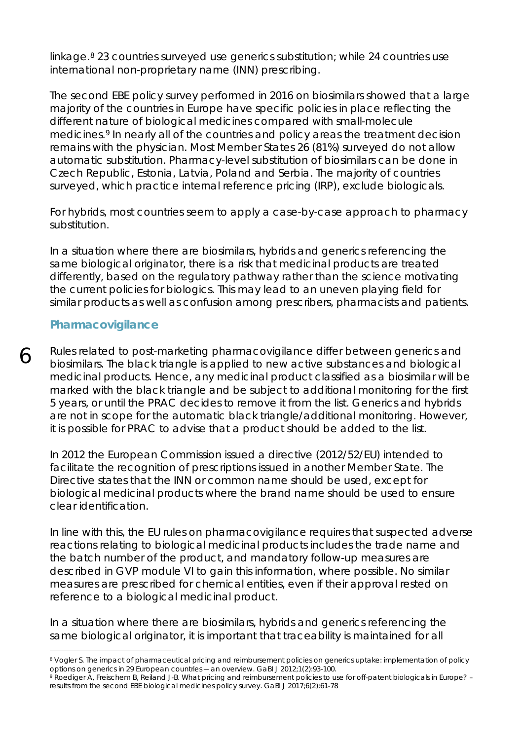linkage.[8] 23 countries surveyed use generics substitution; while 24 countries use international non-proprietary name (INN) prescribing.

The second EBE policy survey performed in 2016 on biosimilars showed that a large majority of the countries in Europe have specific policies in place reflecting the different nature of biological medicines compared with small-molecule medicines.[9] In nearly all of the countries and policy areas the treatment decision remains with the physician. Most Member States 26 (81%) surveyed do not allow automatic substitution. Pharmacy-level substitution of biosimilars can be done in Czech Republic, Estonia, Latvia, Poland and Serbia. The majority of countries surveyed, which practice internal reference pricing (IRP), exclude biologicals.

For hybrids, most countries seem to apply a case-by-case approach to pharmacy substitution.

In a situation where there are biosimilars, hybrids and generics referencing the same biological originator, there is a risk that medicinal products are treated differently, based on the regulatory pathway rather than the science motivating the current policies for biologics. This may lead to an uneven playing field for similar products as well as confusion among prescribers, pharmacists and patients.

## Pharmacovigilance

Rules related to post-marketing pharmacovigilance differ between generics and biosimilars. The black triangle is applied to new active substances and biological medicinal products. Hence, any medicinal product classified as a biosimilar will be marked with the black triangle and be subject to additional monitoring for the first 5 years, or until the PRAC decides to remove it from the list. Generics and hybrids are not in scope for the automatic black triangle/additional monitoring. However, it is possible for PRAC to advise that a product should be added to the list.

In 2012 the European Commission issued a directive (2012/52/EU) intended to facilitate the recognition of prescriptions issued in another Member State. The Directive states that the INN or common name should be used, except for biological medicinal products where the brand name should be used to ensure clear identification.

In line with this, the EU rules on pharmacovigilance requires that suspected adverse reactions relating to biological medicinal products includes the trade name and the batch number of the product, and mandatory follow-up measures are described in GVP module VI to gain this information, where possible. No similar measures are prescribed for chemical entities, even if their approval rested on reference to a biological medicinal product.

In a situation where there are biosimilars, hybrids and generics referencing the same biological originator, it is important that traceability is maintained for all

---

[8] Vogler S. The impact of pharmaceutical pricing and reimbursement policies on generics uptake: implementation of policy options on generics in 29 European countries ─ an overview. GaBI J 2012;1(2):93-100.

[9] Roediger A, Freischem B, Reiland J-B. What pricing and reimbursement policies to use for off-patent biologicals in Europe? – results from the second EBE biological medicines policy survey. GaBI J 2017;6(2):61-78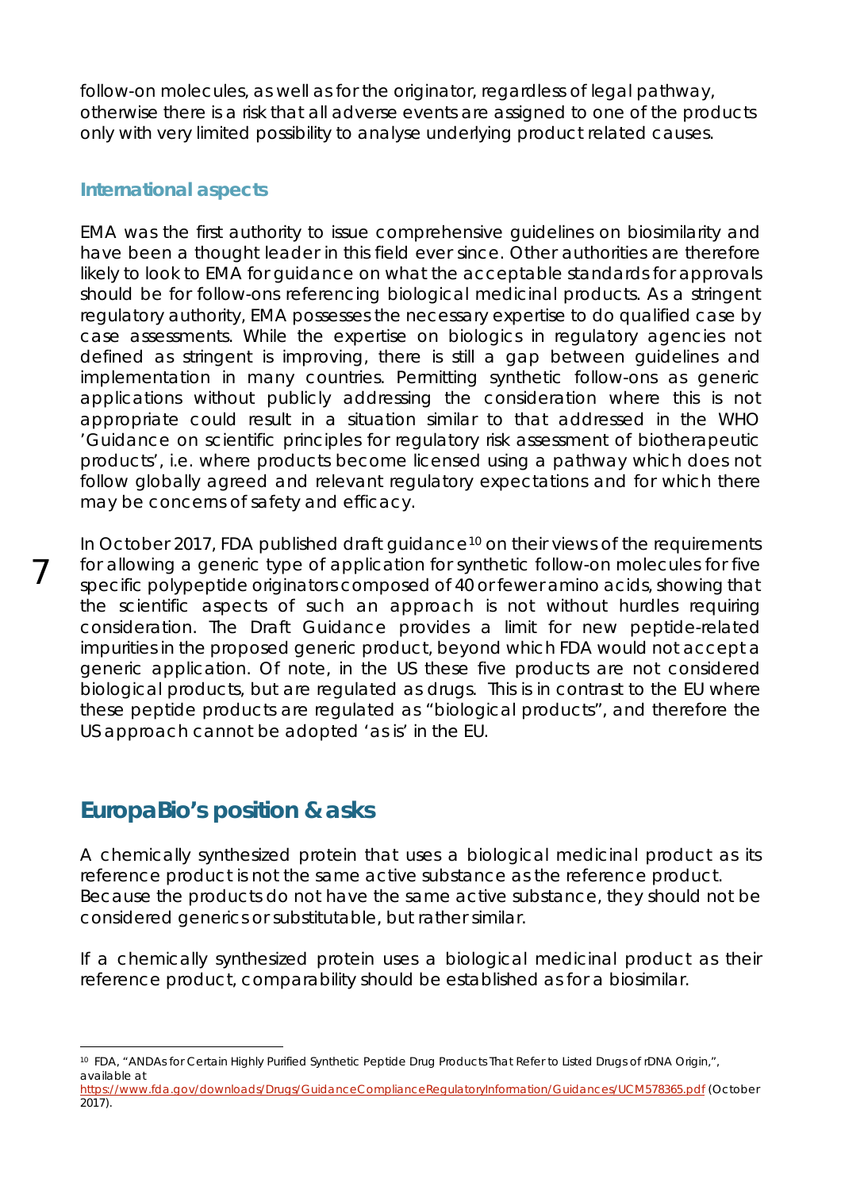follow-on molecules, as well as for the originator, regardless of legal pathway, otherwise there is a risk that all adverse events are assigned to one of the products only with very limited possibility to analyse underlying product related causes.

### International aspects

EMA was the first authority to issue comprehensive guidelines on biosimilarity and have been a thought leader in this field ever since. Other authorities are therefore likely to look to EMA for guidance on what the acceptable standards for approvals should be for follow-ons referencing biological medicinal products. As a stringent regulatory authority, EMA possesses the necessary expertise to do qualified case by case assessments. While the expertise on biologics in regulatory agencies not defined as stringent is improving, there is still a gap between guidelines and implementation in many countries. Permitting synthetic follow-ons as generic applications without publicly addressing the consideration where this is not appropriate could result in a situation similar to that addressed in the WHO 'Guidance on scientific principles for regulatory risk assessment of biotherapeutic products', i.e. where products become licensed using a pathway which does not follow globally agreed and relevant regulatory expectations and for which there may be concerns of safety and efficacy.

In October 2017, FDA published draft guidance[10] on their views of the requirements for allowing a generic type of application for synthetic follow-on molecules for five specific polypeptide originators composed of 40 or fewer amino acids, showing that the scientific aspects of such an approach is not without hurdles requiring consideration. The Draft Guidance provides a limit for new peptide-related impurities in the proposed generic product, beyond which FDA would not accept a generic application. Of note, in the US these five products are not considered biological products, but are regulated as drugs. This is in contrast to the EU where these peptide products are regulated as "biological products", and therefore the US approach cannot be adopted 'as is' in the EU.

## EuropaBio's position & asks

A chemically synthesized protein that uses a biological medicinal product as its reference product is not the same active substance as the reference product. Because the products do not have the same active substance, they should not be considered generics or substitutable, but rather similar.

If a chemically synthesized protein uses a biological medicinal product as their reference product, comparability should be established as for a biosimilar.

---

[10] FDA, "ANDAs for Certain Highly Purified Synthetic Peptide Drug Products That Refer to Listed Drugs of rDNA Origin,", available at https://www.fda.gov/downloads/Drugs/GuidanceComplianceRegulatoryInformation/Guidances/UCM578365.pdf (October 2017).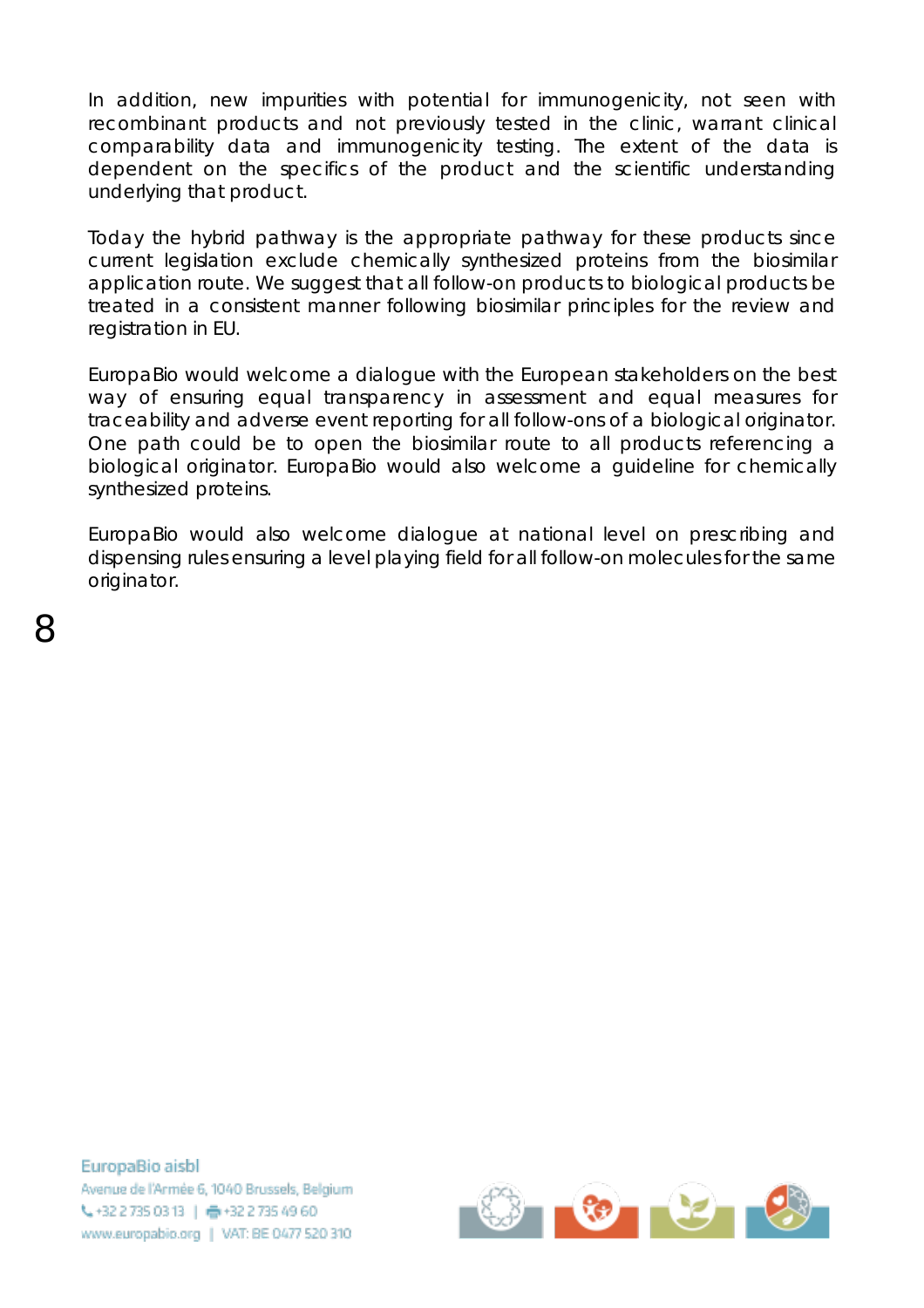In addition, new impurities with potential for immunogenicity, not seen with recombinant products and not previously tested in the clinic, warrant clinical comparability data and immunogenicity testing. The extent of the data is dependent on the specifics of the product and the scientific understanding underlying that product.

Today the hybrid pathway is the appropriate pathway for these products since current legislation exclude chemically synthesized proteins from the biosimilar application route. We suggest that all follow-on products to biological products be treated in a consistent manner following biosimilar principles for the review and registration in EU.

EuropaBio would welcome a dialogue with the European stakeholders on the best way of ensuring equal transparency in assessment and equal measures for traceability and adverse event reporting for all follow-ons of a biological originator. One path could be to open the biosimilar route to all products referencing a biological originator. EuropaBio would also welcome a guideline for chemically synthesized proteins.

EuropaBio would also welcome dialogue at national level on prescribing and dispensing rules ensuring a level playing field for all follow-on molecules for the same originator.

EuropaBio aisbl
Avenue de l'Armée 6, 1040 Brussels, Belgium
+32 2 735 03 13 | +32 2 735 49 60
www.europabio.org | VAT: BE 0477 520 310